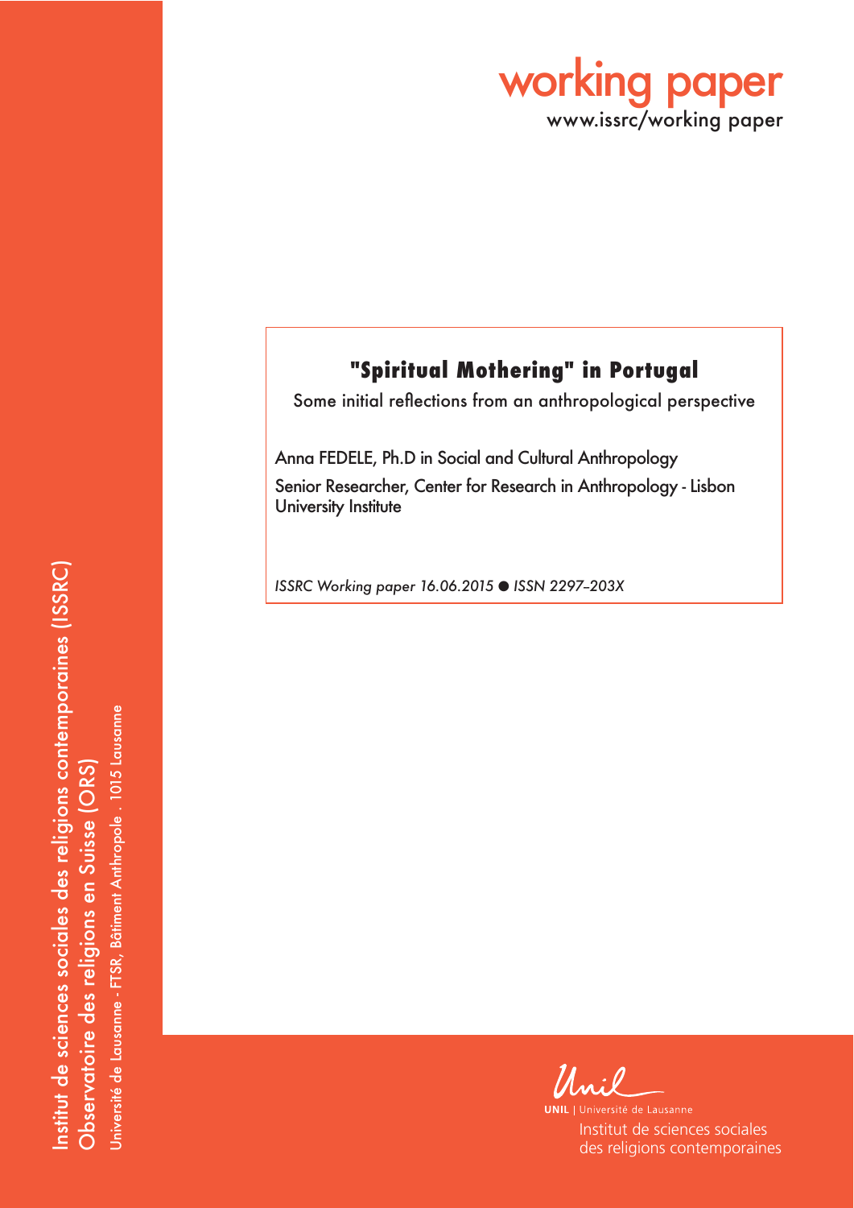# working paper

www.issrc/working paper

## "Spiritual Mothering" in Portugal

Some initial reflections from an anthropological perspective

Anna FEDELE, Ph.D in Social and Cultural Anthropology

Senior Researcher, Center for Research in Anthropology - Lisbon University Institute

*ISSRC Working paper 16.06.2015 ● ISSN 2297–203X*

Institut de sciences sociales des religions contemporaines (ISSRC)

Observatoire des religions en Suisse (ORS)

Université de Lausanne - FTSR, Bâtiment Anthropole . 1015 Lausanne

Unil

UNIL | Université de Lausanne

Institut de sciences sociales des religions contemporaines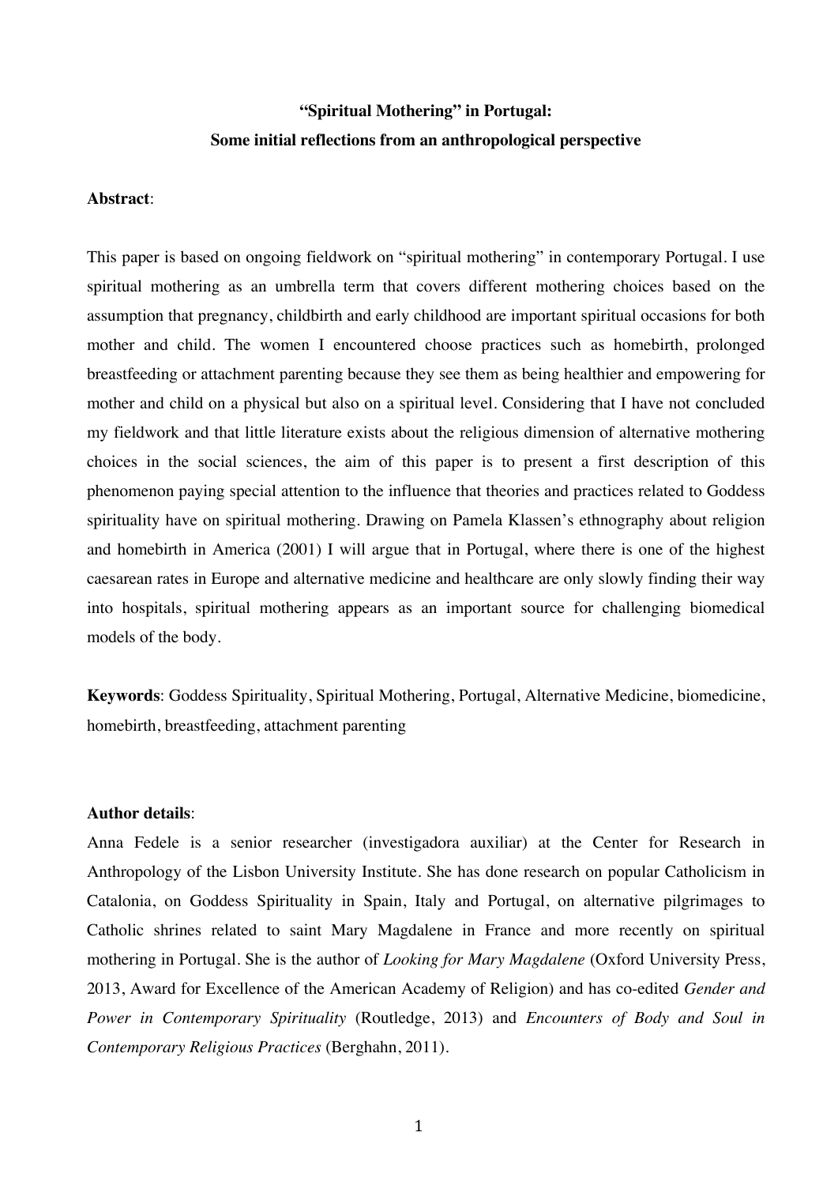# "Spiritual Mothering" in Portugal:
## Some initial reflections from an anthropological perspective

**Abstract**:

This paper is based on ongoing fieldwork on "spiritual mothering" in contemporary Portugal. I use spiritual mothering as an umbrella term that covers different mothering choices based on the assumption that pregnancy, childbirth and early childhood are important spiritual occasions for both mother and child. The women I encountered choose practices such as homebirth, prolonged breastfeeding or attachment parenting because they see them as being healthier and empowering for mother and child on a physical but also on a spiritual level. Considering that I have not concluded my fieldwork and that little literature exists about the religious dimension of alternative mothering choices in the social sciences, the aim of this paper is to present a first description of this phenomenon paying special attention to the influence that theories and practices related to Goddess spirituality have on spiritual mothering. Drawing on Pamela Klassen's ethnography about religion and homebirth in America (2001) I will argue that in Portugal, where there is one of the highest caesarean rates in Europe and alternative medicine and healthcare are only slowly finding their way into hospitals, spiritual mothering appears as an important source for challenging biomedical models of the body.

**Keywords**: Goddess Spirituality, Spiritual Mothering, Portugal, Alternative Medicine, biomedicine, homebirth, breastfeeding, attachment parenting

**Author details**:

Anna Fedele is a senior researcher (investigadora auxiliar) at the Center for Research in Anthropology of the Lisbon University Institute. She has done research on popular Catholicism in Catalonia, on Goddess Spirituality in Spain, Italy and Portugal, on alternative pilgrimages to Catholic shrines related to saint Mary Magdalene in France and more recently on spiritual mothering in Portugal. She is the author of *Looking for Mary Magdalene* (Oxford University Press, 2013, Award for Excellence of the American Academy of Religion) and has co-edited *Gender and Power in Contemporary Spirituality* (Routledge, 2013) and *Encounters of Body and Soul in Contemporary Religious Practices* (Berghahn, 2011).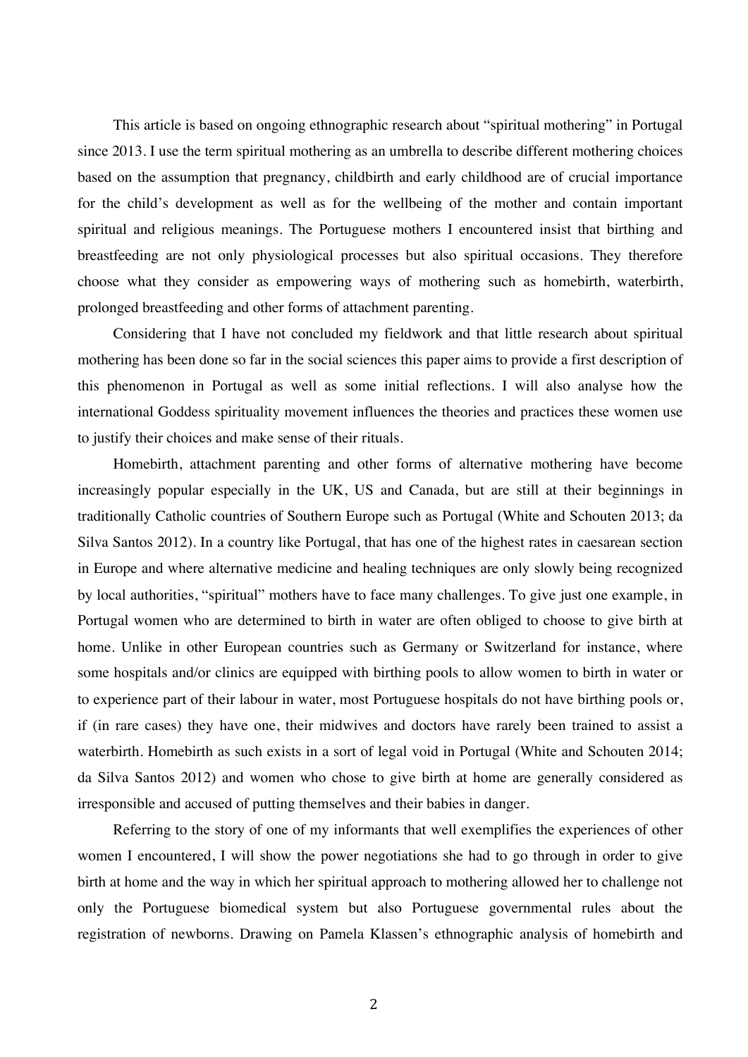This article is based on ongoing ethnographic research about "spiritual mothering" in Portugal since 2013. I use the term spiritual mothering as an umbrella to describe different mothering choices based on the assumption that pregnancy, childbirth and early childhood are of crucial importance for the child's development as well as for the wellbeing of the mother and contain important spiritual and religious meanings. The Portuguese mothers I encountered insist that birthing and breastfeeding are not only physiological processes but also spiritual occasions. They therefore choose what they consider as empowering ways of mothering such as homebirth, waterbirth, prolonged breastfeeding and other forms of attachment parenting.

Considering that I have not concluded my fieldwork and that little research about spiritual mothering has been done so far in the social sciences this paper aims to provide a first description of this phenomenon in Portugal as well as some initial reflections. I will also analyse how the international Goddess spirituality movement influences the theories and practices these women use to justify their choices and make sense of their rituals.

Homebirth, attachment parenting and other forms of alternative mothering have become increasingly popular especially in the UK, US and Canada, but are still at their beginnings in traditionally Catholic countries of Southern Europe such as Portugal (White and Schouten 2013; da Silva Santos 2012). In a country like Portugal, that has one of the highest rates in caesarean section in Europe and where alternative medicine and healing techniques are only slowly being recognized by local authorities, "spiritual" mothers have to face many challenges. To give just one example, in Portugal women who are determined to birth in water are often obliged to choose to give birth at home. Unlike in other European countries such as Germany or Switzerland for instance, where some hospitals and/or clinics are equipped with birthing pools to allow women to birth in water or to experience part of their labour in water, most Portuguese hospitals do not have birthing pools or, if (in rare cases) they have one, their midwives and doctors have rarely been trained to assist a waterbirth. Homebirth as such exists in a sort of legal void in Portugal (White and Schouten 2014; da Silva Santos 2012) and women who chose to give birth at home are generally considered as irresponsible and accused of putting themselves and their babies in danger.

Referring to the story of one of my informants that well exemplifies the experiences of other women I encountered, I will show the power negotiations she had to go through in order to give birth at home and the way in which her spiritual approach to mothering allowed her to challenge not only the Portuguese biomedical system but also Portuguese governmental rules about the registration of newborns. Drawing on Pamela Klassen's ethnographic analysis of homebirth and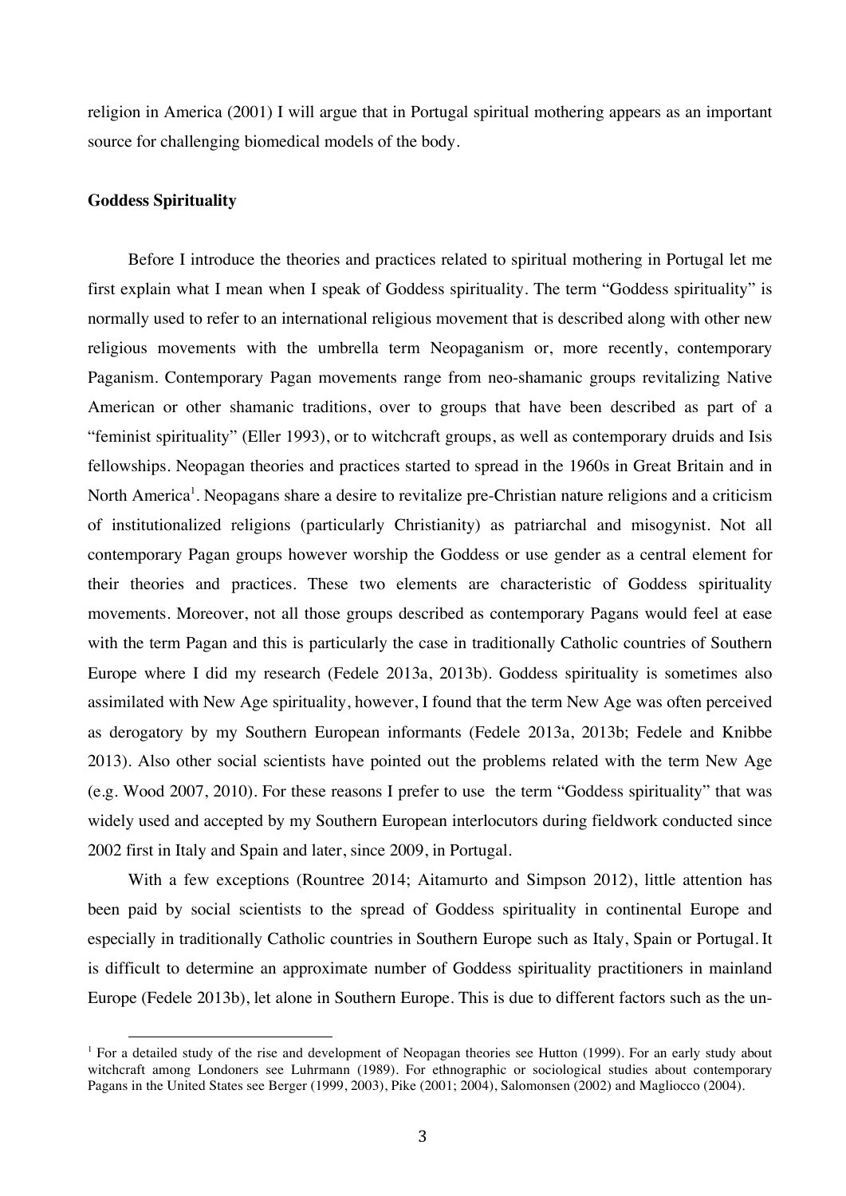religion in America (2001) I will argue that in Portugal spiritual mothering appears as an important source for challenging biomedical models of the body.

### Goddess Spirituality

Before I introduce the theories and practices related to spiritual mothering in Portugal let me first explain what I mean when I speak of Goddess spirituality. The term "Goddess spirituality" is normally used to refer to an international religious movement that is described along with other new religious movements with the umbrella term Neopaganism or, more recently, contemporary Paganism. Contemporary Pagan movements range from neo-shamanic groups revitalizing Native American or other shamanic traditions, over to groups that have been described as part of a "feminist spirituality" (Eller 1993), or to witchcraft groups, as well as contemporary druids and Isis fellowships. Neopagan theories and practices started to spread in the 1960s in Great Britain and in North America[1]. Neopagans share a desire to revitalize pre-Christian nature religions and a criticism of institutionalized religions (particularly Christianity) as patriarchal and misogynist. Not all contemporary Pagan groups however worship the Goddess or use gender as a central element for their theories and practices. These two elements are characteristic of Goddess spirituality movements. Moreover, not all those groups described as contemporary Pagans would feel at ease with the term Pagan and this is particularly the case in traditionally Catholic countries of Southern Europe where I did my research (Fedele 2013a, 2013b). Goddess spirituality is sometimes also assimilated with New Age spirituality, however, I found that the term New Age was often perceived as derogatory by my Southern European informants (Fedele 2013a, 2013b; Fedele and Knibbe 2013). Also other social scientists have pointed out the problems related with the term New Age (e.g. Wood 2007, 2010). For these reasons I prefer to use the term "Goddess spirituality" that was widely used and accepted by my Southern European interlocutors during fieldwork conducted since 2002 first in Italy and Spain and later, since 2009, in Portugal.

With a few exceptions (Rountree 2014; Aitamurto and Simpson 2012), little attention has been paid by social scientists to the spread of Goddess spirituality in continental Europe and especially in traditionally Catholic countries in Southern Europe such as Italy, Spain or Portugal. It is difficult to determine an approximate number of Goddess spirituality practitioners in mainland Europe (Fedele 2013b), let alone in Southern Europe. This is due to different factors such as the un-

[1] For a detailed study of the rise and development of Neopagan theories see Hutton (1999). For an early study about witchcraft among Londoners see Luhrmann (1989). For ethnographic or sociological studies about contemporary Pagans in the United States see Berger (1999, 2003), Pike (2001; 2004), Salomonsen (2002) and Magliocco (2004).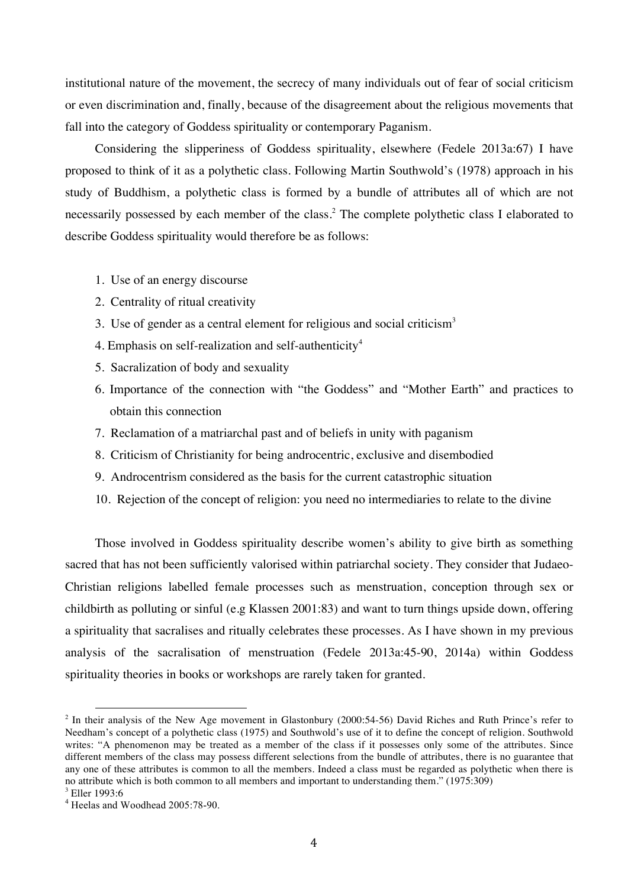institutional nature of the movement, the secrecy of many individuals out of fear of social criticism or even discrimination and, finally, because of the disagreement about the religious movements that fall into the category of Goddess spirituality or contemporary Paganism.

Considering the slipperiness of Goddess spirituality, elsewhere (Fedele 2013a:67) I have proposed to think of it as a polythetic class. Following Martin Southwold's (1978) approach in his study of Buddhism, a polythetic class is formed by a bundle of attributes all of which are not necessarily possessed by each member of the class.[2] The complete polythetic class I elaborated to describe Goddess spirituality would therefore be as follows:

1. Use of an energy discourse
2. Centrality of ritual creativity
3. Use of gender as a central element for religious and social criticism[3]
4. Emphasis on self-realization and self-authenticity[4]
5. Sacralization of body and sexuality
6. Importance of the connection with "the Goddess" and "Mother Earth" and practices to obtain this connection
7. Reclamation of a matriarchal past and of beliefs in unity with paganism
8. Criticism of Christianity for being androcentric, exclusive and disembodied
9. Androcentrism considered as the basis for the current catastrophic situation
10. Rejection of the concept of religion: you need no intermediaries to relate to the divine

Those involved in Goddess spirituality describe women's ability to give birth as something sacred that has not been sufficiently valorised within patriarchal society. They consider that Judaeo-Christian religions labelled female processes such as menstruation, conception through sex or childbirth as polluting or sinful (e.g Klassen 2001:83) and want to turn things upside down, offering a spirituality that sacralises and ritually celebrates these processes. As I have shown in my previous analysis of the sacralisation of menstruation (Fedele 2013a:45-90, 2014a) within Goddess spirituality theories in books or workshops are rarely taken for granted.

---

[2] In their analysis of the New Age movement in Glastonbury (2000:54-56) David Riches and Ruth Prince's refer to Needham's concept of a polythetic class (1975) and Southwold's use of it to define the concept of religion. Southwold writes: "A phenomenon may be treated as a member of the class if it possesses only some of the attributes. Since different members of the class may possess different selections from the bundle of attributes, there is no guarantee that any one of these attributes is common to all the members. Indeed a class must be regarded as polythetic when there is no attribute which is both common to all members and important to understanding them." (1975:309)

[3] Eller 1993:6

[4] Heelas and Woodhead 2005:78-90.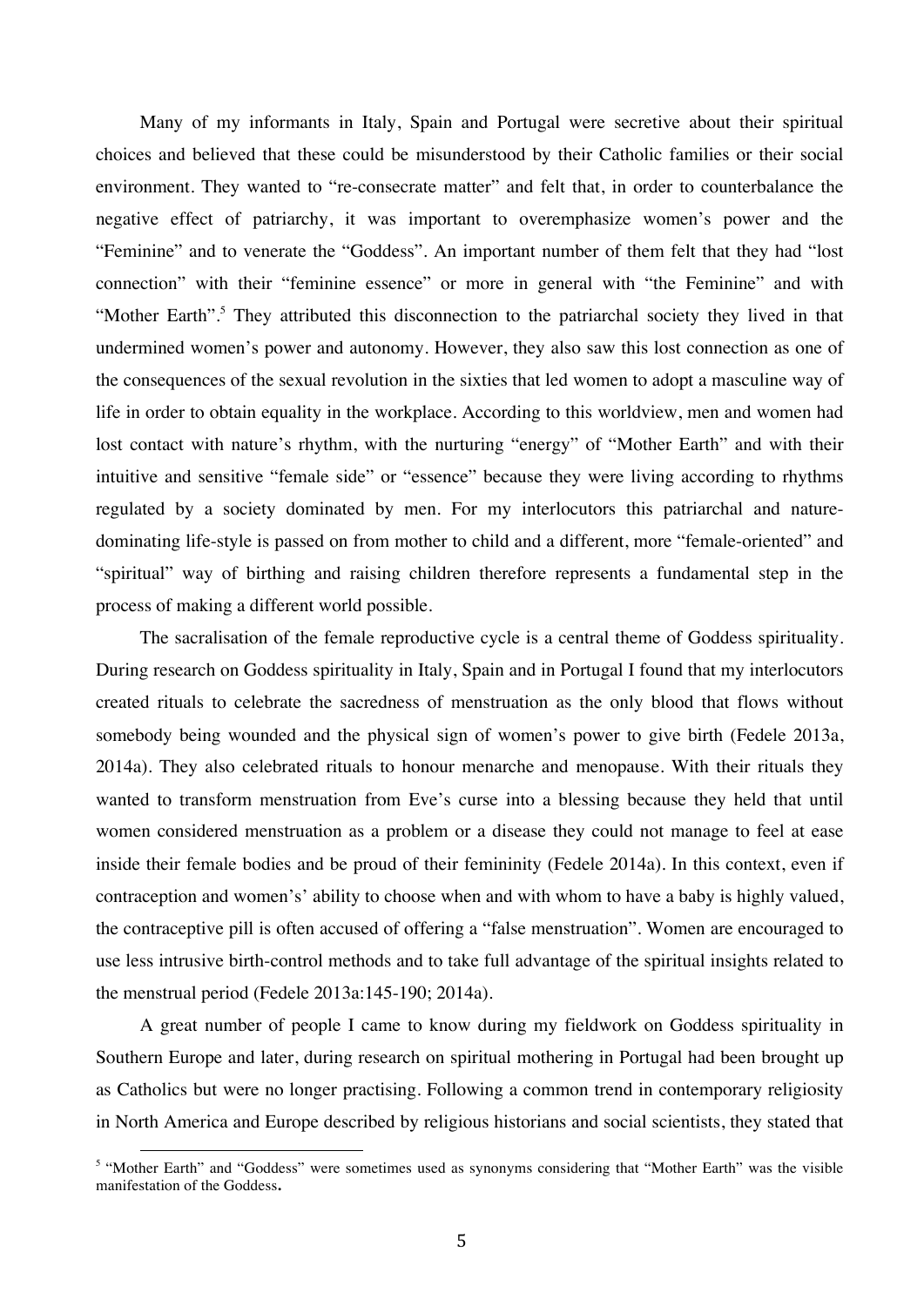Many of my informants in Italy, Spain and Portugal were secretive about their spiritual choices and believed that these could be misunderstood by their Catholic families or their social environment. They wanted to "re-consecrate matter" and felt that, in order to counterbalance the negative effect of patriarchy, it was important to overemphasize women's power and the "Feminine" and to venerate the "Goddess". An important number of them felt that they had "lost connection" with their "feminine essence" or more in general with "the Feminine" and with "Mother Earth".[5] They attributed this disconnection to the patriarchal society they lived in that undermined women's power and autonomy. However, they also saw this lost connection as one of the consequences of the sexual revolution in the sixties that led women to adopt a masculine way of life in order to obtain equality in the workplace. According to this worldview, men and women had lost contact with nature's rhythm, with the nurturing "energy" of "Mother Earth" and with their intuitive and sensitive "female side" or "essence" because they were living according to rhythms regulated by a society dominated by men. For my interlocutors this patriarchal and nature-dominating life-style is passed on from mother to child and a different, more "female-oriented" and "spiritual" way of birthing and raising children therefore represents a fundamental step in the process of making a different world possible.

The sacralisation of the female reproductive cycle is a central theme of Goddess spirituality. During research on Goddess spirituality in Italy, Spain and in Portugal I found that my interlocutors created rituals to celebrate the sacredness of menstruation as the only blood that flows without somebody being wounded and the physical sign of women's power to give birth (Fedele 2013a, 2014a). They also celebrated rituals to honour menarche and menopause. With their rituals they wanted to transform menstruation from Eve's curse into a blessing because they held that until women considered menstruation as a problem or a disease they could not manage to feel at ease inside their female bodies and be proud of their femininity (Fedele 2014a). In this context, even if contraception and women's' ability to choose when and with whom to have a baby is highly valued, the contraceptive pill is often accused of offering a "false menstruation". Women are encouraged to use less intrusive birth-control methods and to take full advantage of the spiritual insights related to the menstrual period (Fedele 2013a:145-190; 2014a).

A great number of people I came to know during my fieldwork on Goddess spirituality in Southern Europe and later, during research on spiritual mothering in Portugal had been brought up as Catholics but were no longer practising. Following a common trend in contemporary religiosity in North America and Europe described by religious historians and social scientists, they stated that

[5] "Mother Earth" and "Goddess" were sometimes used as synonyms considering that "Mother Earth" was the visible manifestation of the Goddess**.**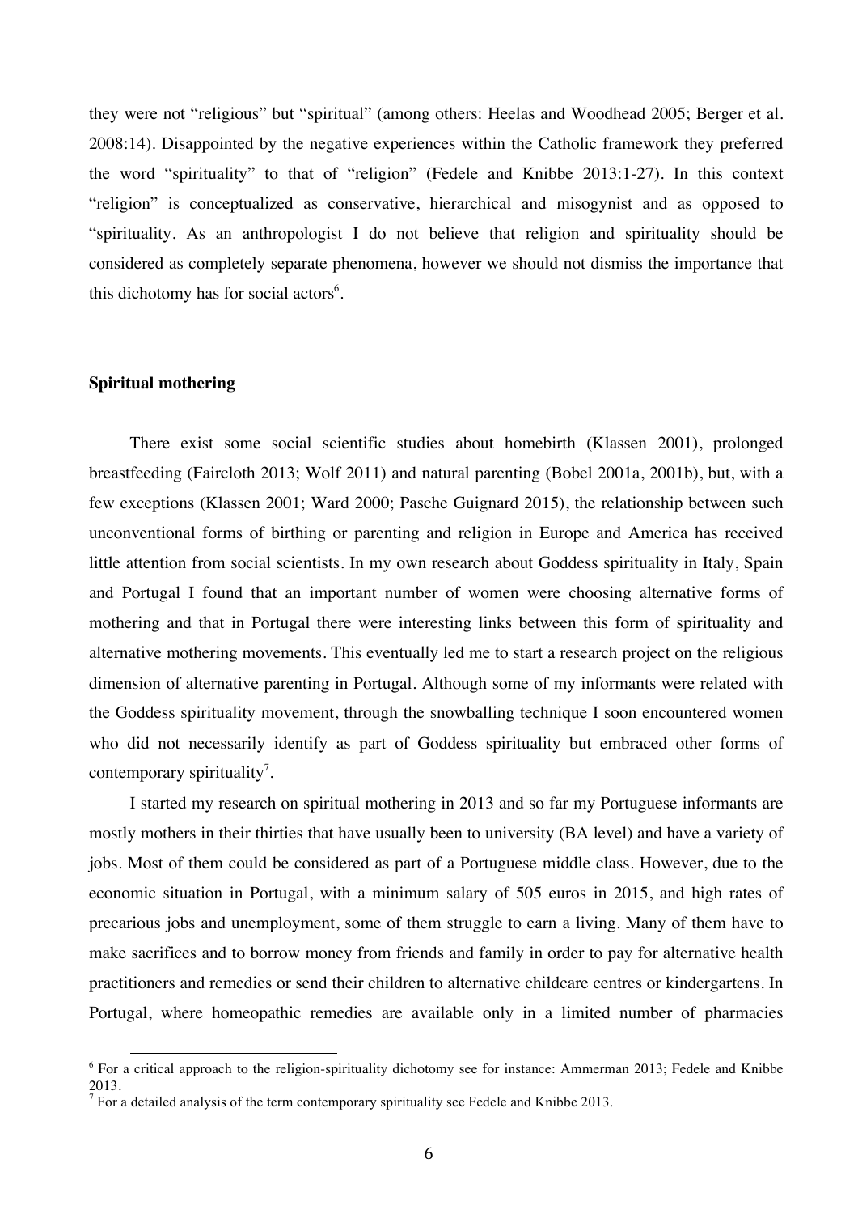they were not "religious" but "spiritual" (among others: Heelas and Woodhead 2005; Berger et al. 2008:14). Disappointed by the negative experiences within the Catholic framework they preferred the word "spirituality" to that of "religion" (Fedele and Knibbe 2013:1-27). In this context "religion" is conceptualized as conservative, hierarchical and misogynist and as opposed to "spirituality. As an anthropologist I do not believe that religion and spirituality should be considered as completely separate phenomena, however we should not dismiss the importance that this dichotomy has for social actors[6].

### Spiritual mothering

There exist some social scientific studies about homebirth (Klassen 2001), prolonged breastfeeding (Faircloth 2013; Wolf 2011) and natural parenting (Bobel 2001a, 2001b), but, with a few exceptions (Klassen 2001; Ward 2000; Pasche Guignard 2015), the relationship between such unconventional forms of birthing or parenting and religion in Europe and America has received little attention from social scientists. In my own research about Goddess spirituality in Italy, Spain and Portugal I found that an important number of women were choosing alternative forms of mothering and that in Portugal there were interesting links between this form of spirituality and alternative mothering movements. This eventually led me to start a research project on the religious dimension of alternative parenting in Portugal. Although some of my informants were related with the Goddess spirituality movement, through the snowballing technique I soon encountered women who did not necessarily identify as part of Goddess spirituality but embraced other forms of contemporary spirituality[7].

I started my research on spiritual mothering in 2013 and so far my Portuguese informants are mostly mothers in their thirties that have usually been to university (BA level) and have a variety of jobs. Most of them could be considered as part of a Portuguese middle class. However, due to the economic situation in Portugal, with a minimum salary of 505 euros in 2015, and high rates of precarious jobs and unemployment, some of them struggle to earn a living. Many of them have to make sacrifices and to borrow money from friends and family in order to pay for alternative health practitioners and remedies or send their children to alternative childcare centres or kindergartens. In Portugal, where homeopathic remedies are available only in a limited number of pharmacies

---

[6] For a critical approach to the religion-spirituality dichotomy see for instance: Ammerman 2013; Fedele and Knibbe 2013.

[7] For a detailed analysis of the term contemporary spirituality see Fedele and Knibbe 2013.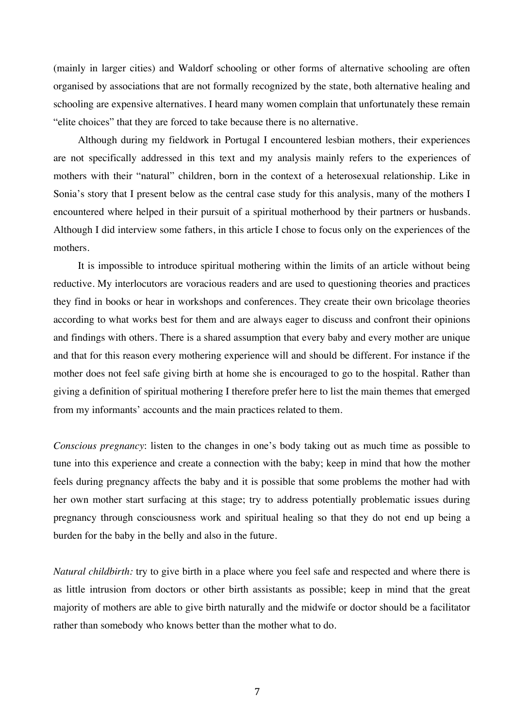(mainly in larger cities) and Waldorf schooling or other forms of alternative schooling are often organised by associations that are not formally recognized by the state, both alternative healing and schooling are expensive alternatives. I heard many women complain that unfortunately these remain "elite choices" that they are forced to take because there is no alternative.

Although during my fieldwork in Portugal I encountered lesbian mothers, their experiences are not specifically addressed in this text and my analysis mainly refers to the experiences of mothers with their "natural" children, born in the context of a heterosexual relationship. Like in Sonia's story that I present below as the central case study for this analysis, many of the mothers I encountered where helped in their pursuit of a spiritual motherhood by their partners or husbands. Although I did interview some fathers, in this article I chose to focus only on the experiences of the mothers.

It is impossible to introduce spiritual mothering within the limits of an article without being reductive. My interlocutors are voracious readers and are used to questioning theories and practices they find in books or hear in workshops and conferences. They create their own bricolage theories according to what works best for them and are always eager to discuss and confront their opinions and findings with others. There is a shared assumption that every baby and every mother are unique and that for this reason every mothering experience will and should be different. For instance if the mother does not feel safe giving birth at home she is encouraged to go to the hospital. Rather than giving a definition of spiritual mothering I therefore prefer here to list the main themes that emerged from my informants' accounts and the main practices related to them.

*Conscious pregnancy*: listen to the changes in one's body taking out as much time as possible to tune into this experience and create a connection with the baby; keep in mind that how the mother feels during pregnancy affects the baby and it is possible that some problems the mother had with her own mother start surfacing at this stage; try to address potentially problematic issues during pregnancy through consciousness work and spiritual healing so that they do not end up being a burden for the baby in the belly and also in the future.

*Natural childbirth:* try to give birth in a place where you feel safe and respected and where there is as little intrusion from doctors or other birth assistants as possible; keep in mind that the great majority of mothers are able to give birth naturally and the midwife or doctor should be a facilitator rather than somebody who knows better than the mother what to do.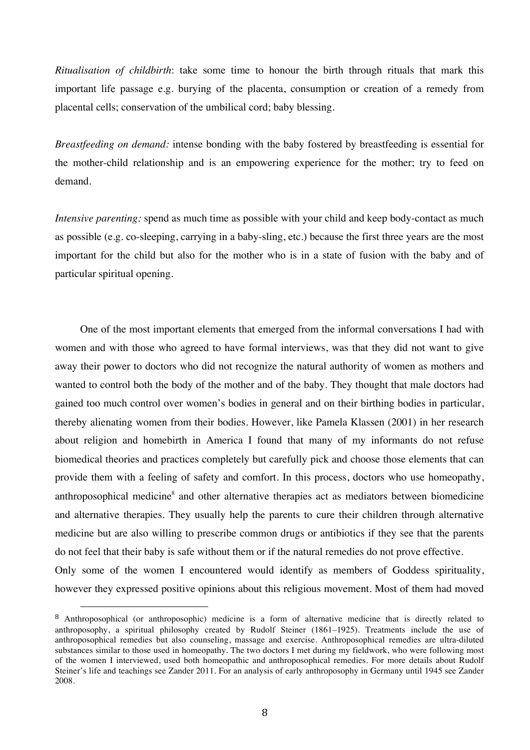*Ritualisation of childbirth*: take some time to honour the birth through rituals that mark this important life passage e.g. burying of the placenta, consumption or creation of a remedy from placental cells; conservation of the umbilical cord; baby blessing.

*Breastfeeding on demand:* intense bonding with the baby fostered by breastfeeding is essential for the mother-child relationship and is an empowering experience for the mother; try to feed on demand.

*Intensive parenting:* spend as much time as possible with your child and keep body-contact as much as possible (e.g. co-sleeping, carrying in a baby-sling, etc.) because the first three years are the most important for the child but also for the mother who is in a state of fusion with the baby and of particular spiritual opening.

One of the most important elements that emerged from the informal conversations I had with women and with those who agreed to have formal interviews, was that they did not want to give away their power to doctors who did not recognize the natural authority of women as mothers and wanted to control both the body of the mother and of the baby. They thought that male doctors had gained too much control over women's bodies in general and on their birthing bodies in particular, thereby alienating women from their bodies. However, like Pamela Klassen (2001) in her research about religion and homebirth in America I found that many of my informants do not refuse biomedical theories and practices completely but carefully pick and choose those elements that can provide them with a feeling of safety and comfort. In this process, doctors who use homeopathy, anthroposophical medicine[8] and other alternative therapies act as mediators between biomedicine and alternative therapies. They usually help the parents to cure their children through alternative medicine but are also willing to prescribe common drugs or antibiotics if they see that the parents do not feel that their baby is safe without them or if the natural remedies do not prove effective.
Only some of the women I encountered would identify as members of Goddess spirituality, however they expressed positive opinions about this religious movement. Most of them had moved

[8] Anthroposophical (or anthroposophic) medicine is a form of alternative medicine that is directly related to anthroposophy, a spiritual philosophy created by Rudolf Steiner (1861–1925). Treatments include the use of anthroposophical remedies but also counseling, massage and exercise. Anthroposophical remedies are ultra-diluted substances similar to those used in homeopathy. The two doctors I met during my fieldwork, who were following most of the women I interviewed, used both homeopathic and anthroposophical remedies. For more details about Rudolf Steiner's life and teachings see Zander 2011. For an analysis of early anthroposophy in Germany until 1945 see Zander 2008.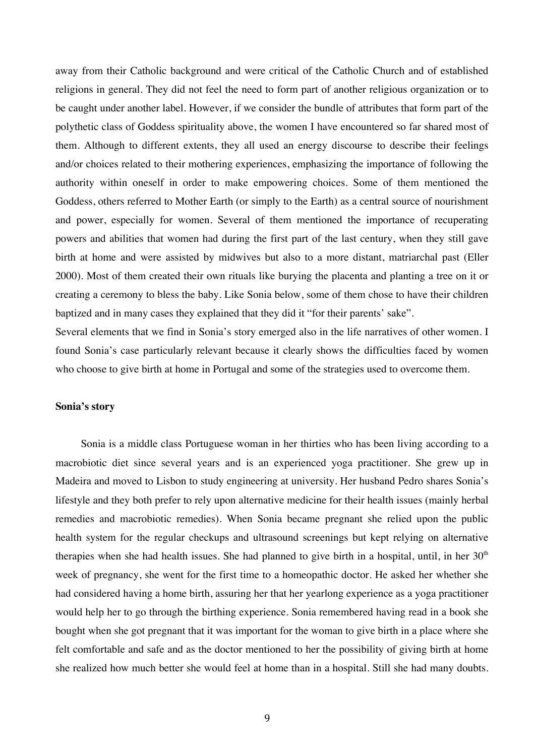away from their Catholic background and were critical of the Catholic Church and of established religions in general. They did not feel the need to form part of another religious organization or to be caught under another label. However, if we consider the bundle of attributes that form part of the polythetic class of Goddess spirituality above, the women I have encountered so far shared most of them. Although to different extents, they all used an energy discourse to describe their feelings and/or choices related to their mothering experiences, emphasizing the importance of following the authority within oneself in order to make empowering choices. Some of them mentioned the Goddess, others referred to Mother Earth (or simply to the Earth) as a central source of nourishment and power, especially for women. Several of them mentioned the importance of recuperating powers and abilities that women had during the first part of the last century, when they still gave birth at home and were assisted by midwives but also to a more distant, matriarchal past (Eller 2000). Most of them created their own rituals like burying the placenta and planting a tree on it or creating a ceremony to bless the baby. Like Sonia below, some of them chose to have their children baptized and in many cases they explained that they did it "for their parents' sake".

Several elements that we find in Sonia's story emerged also in the life narratives of other women. I found Sonia's case particularly relevant because it clearly shows the difficulties faced by women who choose to give birth at home in Portugal and some of the strategies used to overcome them.

**Sonia's story**

Sonia is a middle class Portuguese woman in her thirties who has been living according to a macrobiotic diet since several years and is an experienced yoga practitioner. She grew up in Madeira and moved to Lisbon to study engineering at university. Her husband Pedro shares Sonia's lifestyle and they both prefer to rely upon alternative medicine for their health issues (mainly herbal remedies and macrobiotic remedies). When Sonia became pregnant she relied upon the public health system for the regular checkups and ultrasound screenings but kept relying on alternative therapies when she had health issues. She had planned to give birth in a hospital, until, in her 30th week of pregnancy, she went for the first time to a homeopathic doctor. He asked her whether she had considered having a home birth, assuring her that her yearlong experience as a yoga practitioner would help her to go through the birthing experience. Sonia remembered having read in a book she bought when she got pregnant that it was important for the woman to give birth in a place where she felt comfortable and safe and as the doctor mentioned to her the possibility of giving birth at home she realized how much better she would feel at home than in a hospital. Still she had many doubts.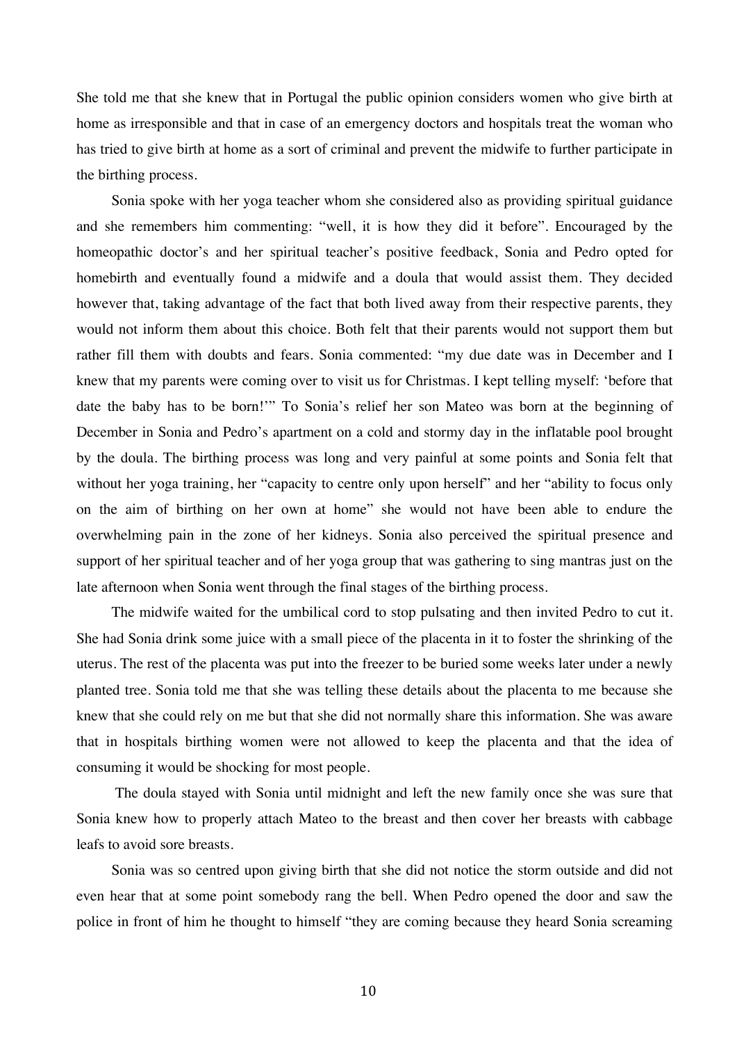She told me that she knew that in Portugal the public opinion considers women who give birth at home as irresponsible and that in case of an emergency doctors and hospitals treat the woman who has tried to give birth at home as a sort of criminal and prevent the midwife to further participate in the birthing process.

Sonia spoke with her yoga teacher whom she considered also as providing spiritual guidance and she remembers him commenting: "well, it is how they did it before". Encouraged by the homeopathic doctor's and her spiritual teacher's positive feedback, Sonia and Pedro opted for homebirth and eventually found a midwife and a doula that would assist them. They decided however that, taking advantage of the fact that both lived away from their respective parents, they would not inform them about this choice. Both felt that their parents would not support them but rather fill them with doubts and fears. Sonia commented: "my due date was in December and I knew that my parents were coming over to visit us for Christmas. I kept telling myself: 'before that date the baby has to be born!'" To Sonia's relief her son Mateo was born at the beginning of December in Sonia and Pedro's apartment on a cold and stormy day in the inflatable pool brought by the doula. The birthing process was long and very painful at some points and Sonia felt that without her yoga training, her "capacity to centre only upon herself" and her "ability to focus only on the aim of birthing on her own at home" she would not have been able to endure the overwhelming pain in the zone of her kidneys. Sonia also perceived the spiritual presence and support of her spiritual teacher and of her yoga group that was gathering to sing mantras just on the late afternoon when Sonia went through the final stages of the birthing process.

The midwife waited for the umbilical cord to stop pulsating and then invited Pedro to cut it. She had Sonia drink some juice with a small piece of the placenta in it to foster the shrinking of the uterus. The rest of the placenta was put into the freezer to be buried some weeks later under a newly planted tree. Sonia told me that she was telling these details about the placenta to me because she knew that she could rely on me but that she did not normally share this information. She was aware that in hospitals birthing women were not allowed to keep the placenta and that the idea of consuming it would be shocking for most people.

The doula stayed with Sonia until midnight and left the new family once she was sure that Sonia knew how to properly attach Mateo to the breast and then cover her breasts with cabbage leafs to avoid sore breasts.

Sonia was so centred upon giving birth that she did not notice the storm outside and did not even hear that at some point somebody rang the bell. When Pedro opened the door and saw the police in front of him he thought to himself "they are coming because they heard Sonia screaming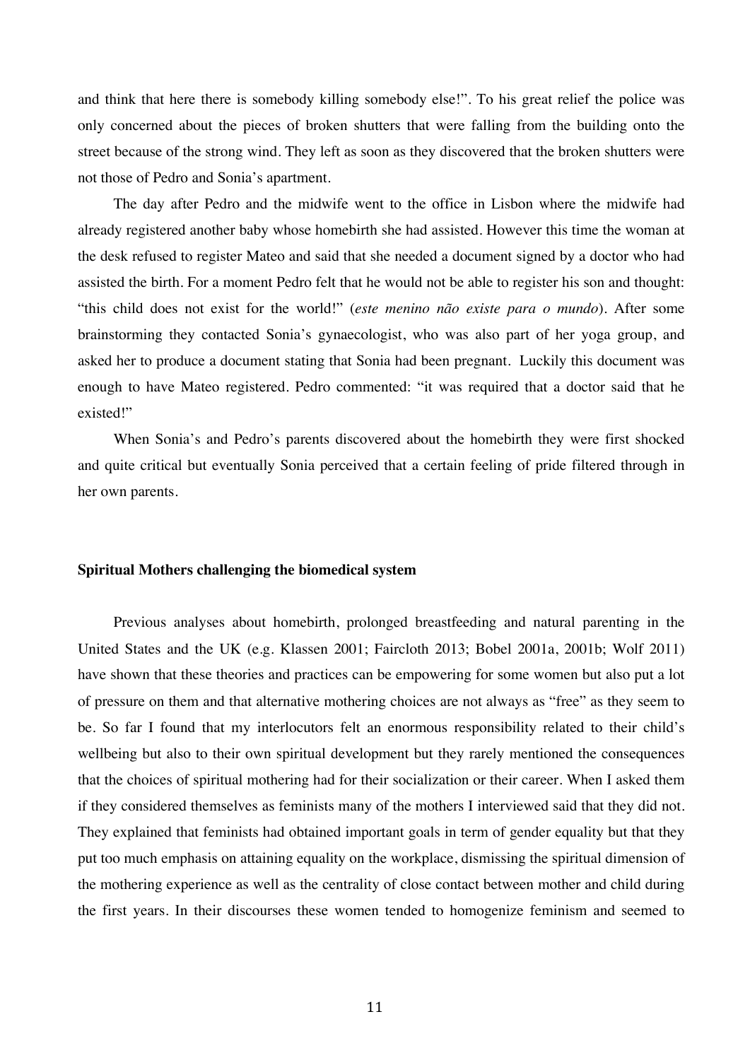and think that here there is somebody killing somebody else!". To his great relief the police was only concerned about the pieces of broken shutters that were falling from the building onto the street because of the strong wind. They left as soon as they discovered that the broken shutters were not those of Pedro and Sonia's apartment.

The day after Pedro and the midwife went to the office in Lisbon where the midwife had already registered another baby whose homebirth she had assisted. However this time the woman at the desk refused to register Mateo and said that she needed a document signed by a doctor who had assisted the birth. For a moment Pedro felt that he would not be able to register his son and thought: "this child does not exist for the world!" (*este menino não existe para o mundo*). After some brainstorming they contacted Sonia's gynaecologist, who was also part of her yoga group, and asked her to produce a document stating that Sonia had been pregnant. Luckily this document was enough to have Mateo registered. Pedro commented: "it was required that a doctor said that he existed!"

When Sonia's and Pedro's parents discovered about the homebirth they were first shocked and quite critical but eventually Sonia perceived that a certain feeling of pride filtered through in her own parents.

**Spiritual Mothers challenging the biomedical system**

Previous analyses about homebirth, prolonged breastfeeding and natural parenting in the United States and the UK (e.g. Klassen 2001; Faircloth 2013; Bobel 2001a, 2001b; Wolf 2011) have shown that these theories and practices can be empowering for some women but also put a lot of pressure on them and that alternative mothering choices are not always as "free" as they seem to be. So far I found that my interlocutors felt an enormous responsibility related to their child's wellbeing but also to their own spiritual development but they rarely mentioned the consequences that the choices of spiritual mothering had for their socialization or their career. When I asked them if they considered themselves as feminists many of the mothers I interviewed said that they did not. They explained that feminists had obtained important goals in term of gender equality but that they put too much emphasis on attaining equality on the workplace, dismissing the spiritual dimension of the mothering experience as well as the centrality of close contact between mother and child during the first years. In their discourses these women tended to homogenize feminism and seemed to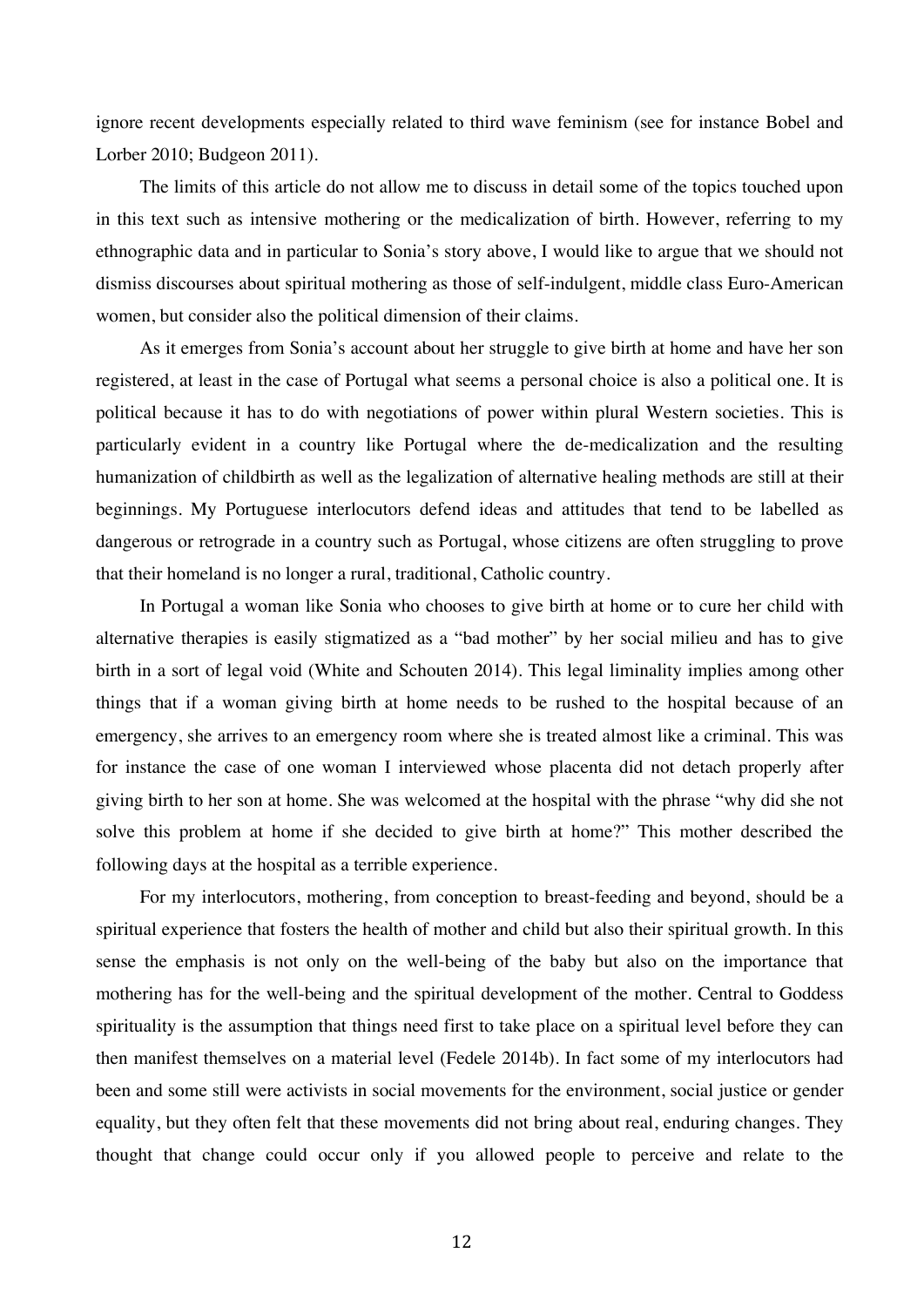ignore recent developments especially related to third wave feminism (see for instance Bobel and Lorber 2010; Budgeon 2011).

The limits of this article do not allow me to discuss in detail some of the topics touched upon in this text such as intensive mothering or the medicalization of birth. However, referring to my ethnographic data and in particular to Sonia's story above, I would like to argue that we should not dismiss discourses about spiritual mothering as those of self-indulgent, middle class Euro-American women, but consider also the political dimension of their claims.

As it emerges from Sonia's account about her struggle to give birth at home and have her son registered, at least in the case of Portugal what seems a personal choice is also a political one. It is political because it has to do with negotiations of power within plural Western societies. This is particularly evident in a country like Portugal where the de-medicalization and the resulting humanization of childbirth as well as the legalization of alternative healing methods are still at their beginnings. My Portuguese interlocutors defend ideas and attitudes that tend to be labelled as dangerous or retrograde in a country such as Portugal, whose citizens are often struggling to prove that their homeland is no longer a rural, traditional, Catholic country.

In Portugal a woman like Sonia who chooses to give birth at home or to cure her child with alternative therapies is easily stigmatized as a "bad mother" by her social milieu and has to give birth in a sort of legal void (White and Schouten 2014). This legal liminality implies among other things that if a woman giving birth at home needs to be rushed to the hospital because of an emergency, she arrives to an emergency room where she is treated almost like a criminal. This was for instance the case of one woman I interviewed whose placenta did not detach properly after giving birth to her son at home. She was welcomed at the hospital with the phrase "why did she not solve this problem at home if she decided to give birth at home?" This mother described the following days at the hospital as a terrible experience.

For my interlocutors, mothering, from conception to breast-feeding and beyond, should be a spiritual experience that fosters the health of mother and child but also their spiritual growth. In this sense the emphasis is not only on the well-being of the baby but also on the importance that mothering has for the well-being and the spiritual development of the mother. Central to Goddess spirituality is the assumption that things need first to take place on a spiritual level before they can then manifest themselves on a material level (Fedele 2014b). In fact some of my interlocutors had been and some still were activists in social movements for the environment, social justice or gender equality, but they often felt that these movements did not bring about real, enduring changes. They thought that change could occur only if you allowed people to perceive and relate to the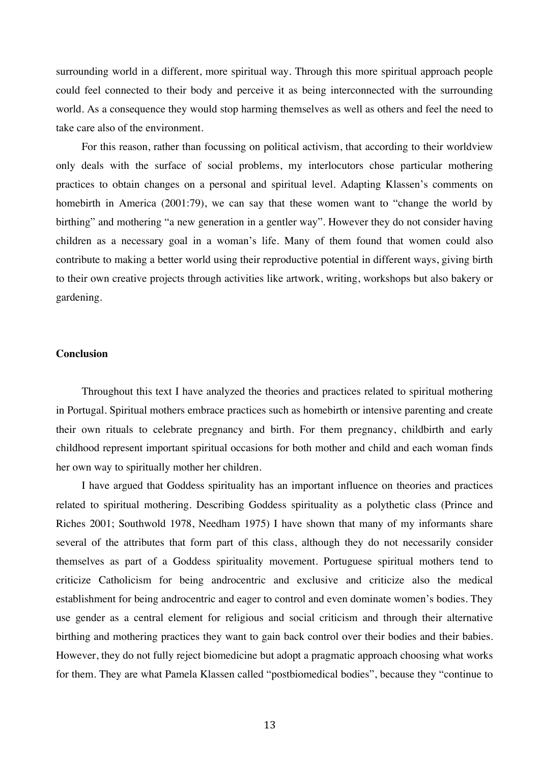surrounding world in a different, more spiritual way. Through this more spiritual approach people could feel connected to their body and perceive it as being interconnected with the surrounding world. As a consequence they would stop harming themselves as well as others and feel the need to take care also of the environment.

For this reason, rather than focussing on political activism, that according to their worldview only deals with the surface of social problems, my interlocutors chose particular mothering practices to obtain changes on a personal and spiritual level. Adapting Klassen's comments on homebirth in America (2001:79), we can say that these women want to "change the world by birthing" and mothering "a new generation in a gentler way". However they do not consider having children as a necessary goal in a woman's life. Many of them found that women could also contribute to making a better world using their reproductive potential in different ways, giving birth to their own creative projects through activities like artwork, writing, workshops but also bakery or gardening.

**Conclusion**

Throughout this text I have analyzed the theories and practices related to spiritual mothering in Portugal. Spiritual mothers embrace practices such as homebirth or intensive parenting and create their own rituals to celebrate pregnancy and birth. For them pregnancy, childbirth and early childhood represent important spiritual occasions for both mother and child and each woman finds her own way to spiritually mother her children.

I have argued that Goddess spirituality has an important influence on theories and practices related to spiritual mothering. Describing Goddess spirituality as a polythetic class (Prince and Riches 2001; Southwold 1978, Needham 1975) I have shown that many of my informants share several of the attributes that form part of this class, although they do not necessarily consider themselves as part of a Goddess spirituality movement. Portuguese spiritual mothers tend to criticize Catholicism for being androcentric and exclusive and criticize also the medical establishment for being androcentric and eager to control and even dominate women's bodies. They use gender as a central element for religious and social criticism and through their alternative birthing and mothering practices they want to gain back control over their bodies and their babies. However, they do not fully reject biomedicine but adopt a pragmatic approach choosing what works for them. They are what Pamela Klassen called "postbiomedical bodies", because they "continue to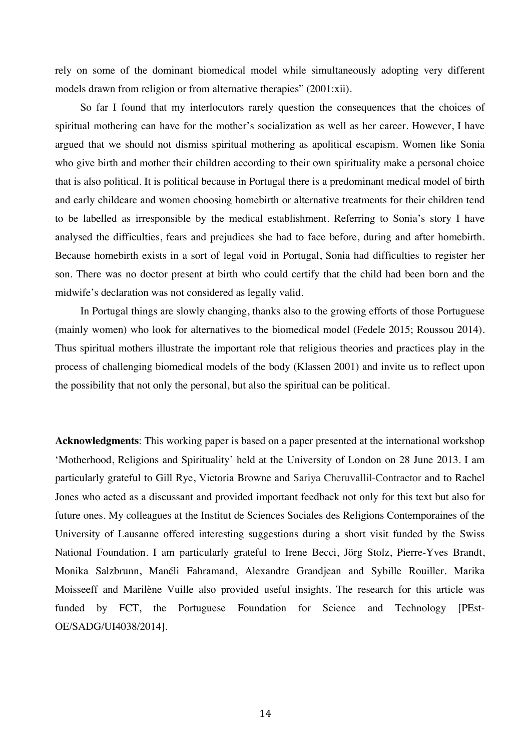rely on some of the dominant biomedical model while simultaneously adopting very different models drawn from religion or from alternative therapies" (2001:xii).

So far I found that my interlocutors rarely question the consequences that the choices of spiritual mothering can have for the mother's socialization as well as her career. However, I have argued that we should not dismiss spiritual mothering as apolitical escapism. Women like Sonia who give birth and mother their children according to their own spirituality make a personal choice that is also political. It is political because in Portugal there is a predominant medical model of birth and early childcare and women choosing homebirth or alternative treatments for their children tend to be labelled as irresponsible by the medical establishment. Referring to Sonia's story I have analysed the difficulties, fears and prejudices she had to face before, during and after homebirth. Because homebirth exists in a sort of legal void in Portugal, Sonia had difficulties to register her son. There was no doctor present at birth who could certify that the child had been born and the midwife's declaration was not considered as legally valid.

In Portugal things are slowly changing, thanks also to the growing efforts of those Portuguese (mainly women) who look for alternatives to the biomedical model (Fedele 2015; Roussou 2014). Thus spiritual mothers illustrate the important role that religious theories and practices play in the process of challenging biomedical models of the body (Klassen 2001) and invite us to reflect upon the possibility that not only the personal, but also the spiritual can be political.

**Acknowledgments**: This working paper is based on a paper presented at the international workshop 'Motherhood, Religions and Spirituality' held at the University of London on 28 June 2013. I am particularly grateful to Gill Rye, Victoria Browne and Sariya Cheruvallil-Contractor and to Rachel Jones who acted as a discussant and provided important feedback not only for this text but also for future ones. My colleagues at the Institut de Sciences Sociales des Religions Contemporaines of the University of Lausanne offered interesting suggestions during a short visit funded by the Swiss National Foundation. I am particularly grateful to Irene Becci, Jörg Stolz, Pierre-Yves Brandt, Monika Salzbrunn, Manéli Fahramand, Alexandre Grandjean and Sybille Rouiller. Marika Moisseeff and Marilène Vuille also provided useful insights. The research for this article was funded by FCT, the Portuguese Foundation for Science and Technology [PEst-OE/SADG/UI4038/2014].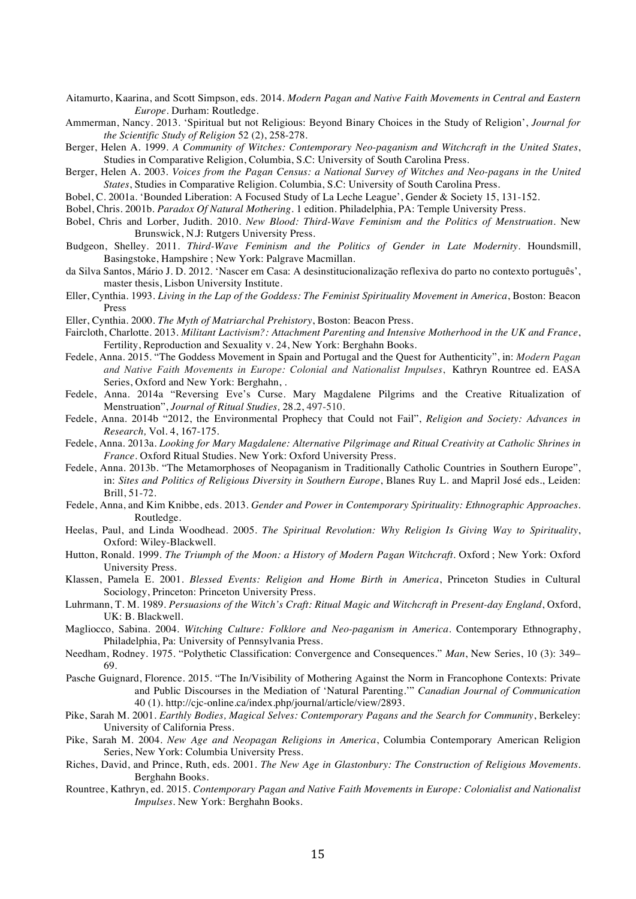Aitamurto, Kaarina, and Scott Simpson, eds. 2014. *Modern Pagan and Native Faith Movements in Central and Eastern Europe*. Durham: Routledge.

Ammerman, Nancy. 2013. 'Spiritual but not Religious: Beyond Binary Choices in the Study of Religion', *Journal for the Scientific Study of Religion* 52 (2), 258-278.

Berger, Helen A. 1999. *A Community of Witches: Contemporary Neo-paganism and Witchcraft in the United States*, Studies in Comparative Religion, Columbia, S.C: University of South Carolina Press.

Berger, Helen A. 2003. *Voices from the Pagan Census: a National Survey of Witches and Neo-pagans in the United States*, Studies in Comparative Religion. Columbia, S.C: University of South Carolina Press.

Bobel, C. 2001a. 'Bounded Liberation: A Focused Study of La Leche League', Gender & Society 15, 131-152.

Bobel, Chris. 2001b. *Paradox Of Natural Mothering*. 1 edition. Philadelphia, PA: Temple University Press.

Bobel, Chris and Lorber, Judith. 2010. *New Blood: Third-Wave Feminism and the Politics of Menstruation*. New Brunswick, N.J: Rutgers University Press.

Budgeon, Shelley. 2011. *Third-Wave Feminism and the Politics of Gender in Late Modernity*. Houndsmill, Basingstoke, Hampshire ; New York: Palgrave Macmillan.

da Silva Santos, Mário J. D. 2012. 'Nascer em Casa: A desinstitucionalização reflexiva do parto no contexto português', master thesis, Lisbon University Institute.

Eller, Cynthia. 1993. *Living in the Lap of the Goddess: The Feminist Spirituality Movement in America*, Boston: Beacon Press

Eller, Cynthia. 2000. *The Myth of Matriarchal Prehistory*, Boston: Beacon Press.

Faircloth, Charlotte. 2013. *Militant Lactivism?: Attachment Parenting and Intensive Motherhood in the UK and France*, Fertility, Reproduction and Sexuality v. 24, New York: Berghahn Books.

Fedele, Anna. 2015. "The Goddess Movement in Spain and Portugal and the Quest for Authenticity", in: *Modern Pagan and Native Faith Movements in Europe: Colonial and Nationalist Impulses*, Kathryn Rountree ed. EASA Series, Oxford and New York: Berghahn, .

Fedele, Anna. 2014a "Reversing Eve's Curse. Mary Magdalene Pilgrims and the Creative Ritualization of Menstruation", *Journal of Ritual Studies,* 28.2, 497-510.

Fedele, Anna. 2014b "2012, the Environmental Prophecy that Could not Fail", *Religion and Society: Advances in Research,* Vol. 4, 167-175.

Fedele, Anna. 2013a. *Looking for Mary Magdalene: Alternative Pilgrimage and Ritual Creativity at Catholic Shrines in France*. Oxford Ritual Studies. New York: Oxford University Press.

Fedele, Anna. 2013b. "The Metamorphoses of Neopaganism in Traditionally Catholic Countries in Southern Europe", in: *Sites and Politics of Religious Diversity in Southern Europe*, Blanes Ruy L. and Mapril José eds., Leiden: Brill, 51-72.

Fedele, Anna, and Kim Knibbe, eds. 2013. *Gender and Power in Contemporary Spirituality: Ethnographic Approaches*. Routledge.

Heelas, Paul, and Linda Woodhead. 2005. *The Spiritual Revolution: Why Religion Is Giving Way to Spirituality*, Oxford: Wiley-Blackwell.

Hutton, Ronald. 1999. *The Triumph of the Moon: a History of Modern Pagan Witchcraft*. Oxford ; New York: Oxford University Press.

Klassen, Pamela E. 2001. *Blessed Events: Religion and Home Birth in America*, Princeton Studies in Cultural Sociology, Princeton: Princeton University Press.

Luhrmann, T. M. 1989. *Persuasions of the Witch's Craft: Ritual Magic and Witchcraft in Present-day England*, Oxford, UK: B. Blackwell.

Magliocco, Sabina. 2004. *Witching Culture: Folklore and Neo-paganism in America*. Contemporary Ethnography, Philadelphia, Pa: University of Pennsylvania Press.

Needham, Rodney. 1975. "Polythetic Classification: Convergence and Consequences." *Man*, New Series, 10 (3): 349–69.

Pasche Guignard, Florence. 2015. "The In/Visibility of Mothering Against the Norm in Francophone Contexts: Private and Public Discourses in the Mediation of 'Natural Parenting.'" *Canadian Journal of Communication* 40 (1). http://cjc-online.ca/index.php/journal/article/view/2893.

Pike, Sarah M. 2001. *Earthly Bodies, Magical Selves: Contemporary Pagans and the Search for Community*, Berkeley: University of California Press.

Pike, Sarah M. 2004. *New Age and Neopagan Religions in America*, Columbia Contemporary American Religion Series, New York: Columbia University Press.

Riches, David, and Prince, Ruth, eds. 2001. *The New Age in Glastonbury: The Construction of Religious Movements*. Berghahn Books.

Rountree, Kathryn, ed. 2015. *Contemporary Pagan and Native Faith Movements in Europe: Colonialist and Nationalist Impulses*. New York: Berghahn Books.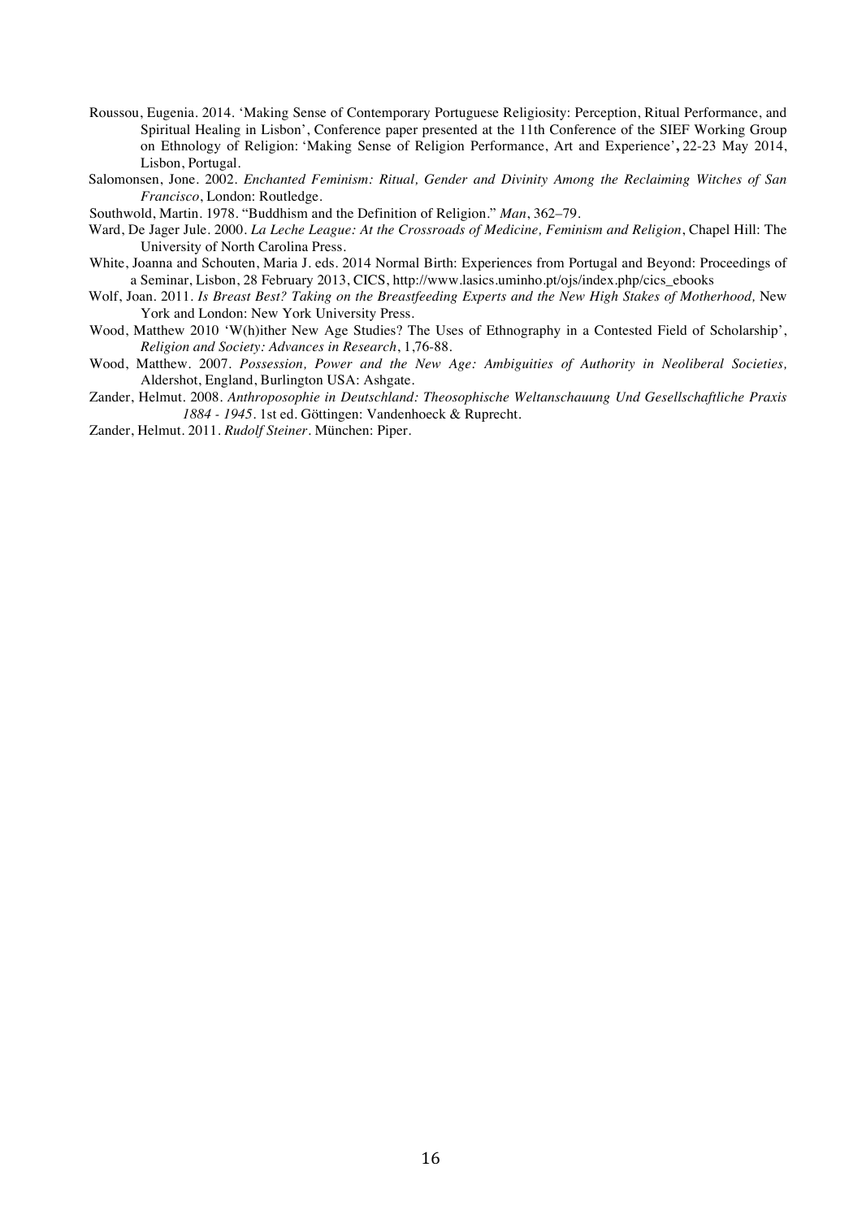Roussou, Eugenia. 2014. 'Making Sense of Contemporary Portuguese Religiosity: Perception, Ritual Performance, and Spiritual Healing in Lisbon', Conference paper presented at the 11th Conference of the SIEF Working Group on Ethnology of Religion: 'Making Sense of Religion Performance, Art and Experience'**,** 22-23 May 2014, Lisbon, Portugal.

Salomonsen, Jone. 2002. *Enchanted Feminism: Ritual, Gender and Divinity Among the Reclaiming Witches of San Francisco*, London: Routledge.

Southwold, Martin. 1978. "Buddhism and the Definition of Religion." *Man*, 362–79.

Ward, De Jager Jule. 2000. *La Leche League: At the Crossroads of Medicine, Feminism and Religion*, Chapel Hill: The University of North Carolina Press.

White, Joanna and Schouten, Maria J. eds. 2014 Normal Birth: Experiences from Portugal and Beyond: Proceedings of a Seminar, Lisbon, 28 February 2013, CICS, http://www.lasics.uminho.pt/ojs/index.php/cics_ebooks

Wolf, Joan. 2011. *Is Breast Best? Taking on the Breastfeeding Experts and the New High Stakes of Motherhood,* New York and London: New York University Press.

Wood, Matthew 2010 'W(h)ither New Age Studies? The Uses of Ethnography in a Contested Field of Scholarship', *Religion and Society: Advances in Research*, 1,76-88.

Wood, Matthew. 2007. *Possession, Power and the New Age: Ambiguities of Authority in Neoliberal Societies,* Aldershot, England, Burlington USA: Ashgate.

Zander, Helmut. 2008. *Anthroposophie in Deutschland: Theosophische Weltanschauung Und Gesellschaftliche Praxis 1884 - 1945*. 1st ed. Göttingen: Vandenhoeck & Ruprecht.

Zander, Helmut. 2011. *Rudolf Steiner*. München: Piper.